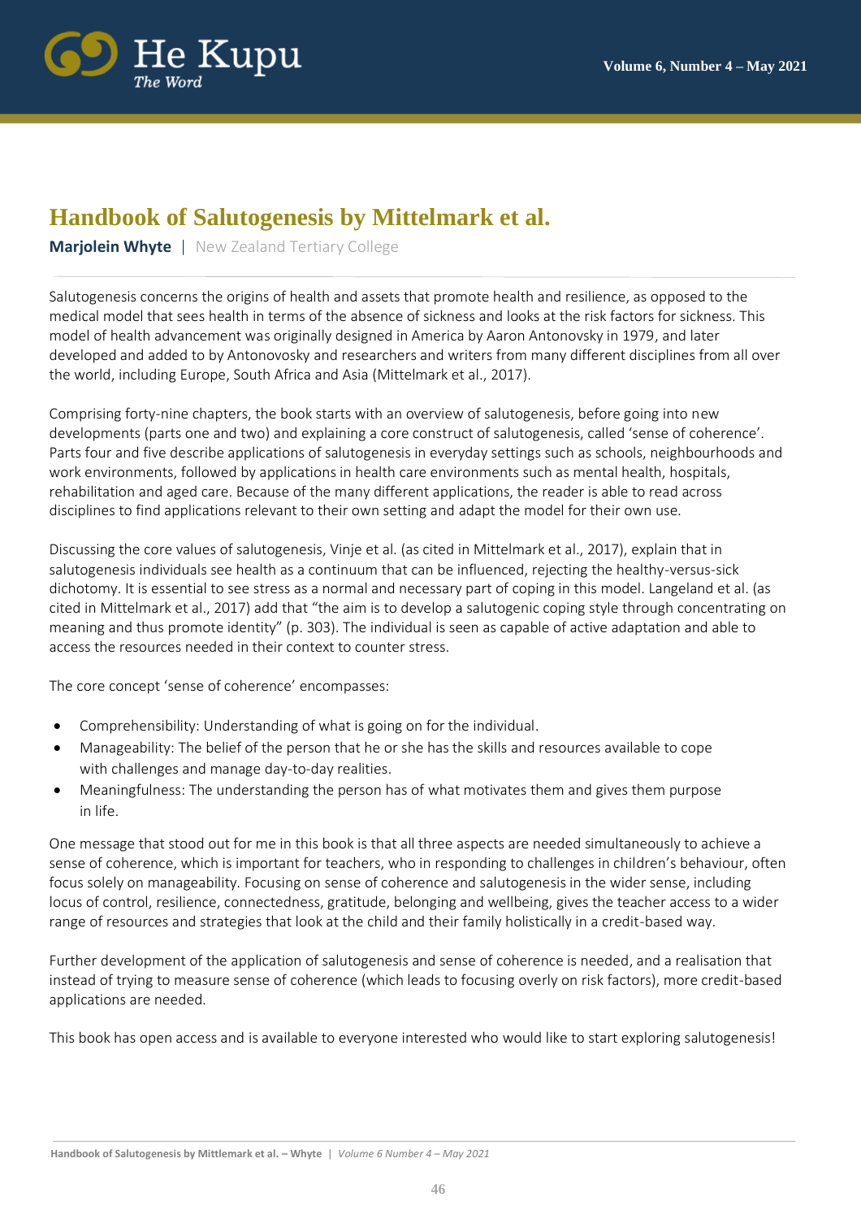# Handbook of Salutogenesis by Mittelmark et al.

**Marjolein Whyte** | New Zealand Tertiary College

Salutogenesis concerns the origins of health and assets that promote health and resilience, as opposed to the medical model that sees health in terms of the absence of sickness and looks at the risk factors for sickness. This model of health advancement was originally designed in America by Aaron Antonovsky in 1979, and later developed and added to by Antonovosky and researchers and writers from many different disciplines from all over the world, including Europe, South Africa and Asia (Mittelmark et al., 2017).

Comprising forty-nine chapters, the book starts with an overview of salutogenesis, before going into new developments (parts one and two) and explaining a core construct of salutogenesis, called 'sense of coherence'. Parts four and five describe applications of salutogenesis in everyday settings such as schools, neighbourhoods and work environments, followed by applications in health care environments such as mental health, hospitals, rehabilitation and aged care. Because of the many different applications, the reader is able to read across disciplines to find applications relevant to their own setting and adapt the model for their own use.

Discussing the core values of salutogenesis, Vinje et al. (as cited in Mittelmark et al., 2017), explain that in salutogenesis individuals see health as a continuum that can be influenced, rejecting the healthy-versus-sick dichotomy. It is essential to see stress as a normal and necessary part of coping in this model. Langeland et al. (as cited in Mittelmark et al., 2017) add that "the aim is to develop a salutogenic coping style through concentrating on meaning and thus promote identity" (p. 303). The individual is seen as capable of active adaptation and able to access the resources needed in their context to counter stress.

The core concept 'sense of coherence' encompasses:

- Comprehensibility: Understanding of what is going on for the individual.
- Manageability: The belief of the person that he or she has the skills and resources available to cope with challenges and manage day-to-day realities.
- Meaningfulness: The understanding the person has of what motivates them and gives them purpose in life.

One message that stood out for me in this book is that all three aspects are needed simultaneously to achieve a sense of coherence, which is important for teachers, who in responding to challenges in children's behaviour, often focus solely on manageability. Focusing on sense of coherence and salutogenesis in the wider sense, including locus of control, resilience, connectedness, gratitude, belonging and wellbeing, gives the teacher access to a wider range of resources and strategies that look at the child and their family holistically in a credit-based way.

Further development of the application of salutogenesis and sense of coherence is needed, and a realisation that instead of trying to measure sense of coherence (which leads to focusing overly on risk factors), more credit-based applications are needed.

This book has open access and is available to everyone interested who would like to start exploring salutogenesis!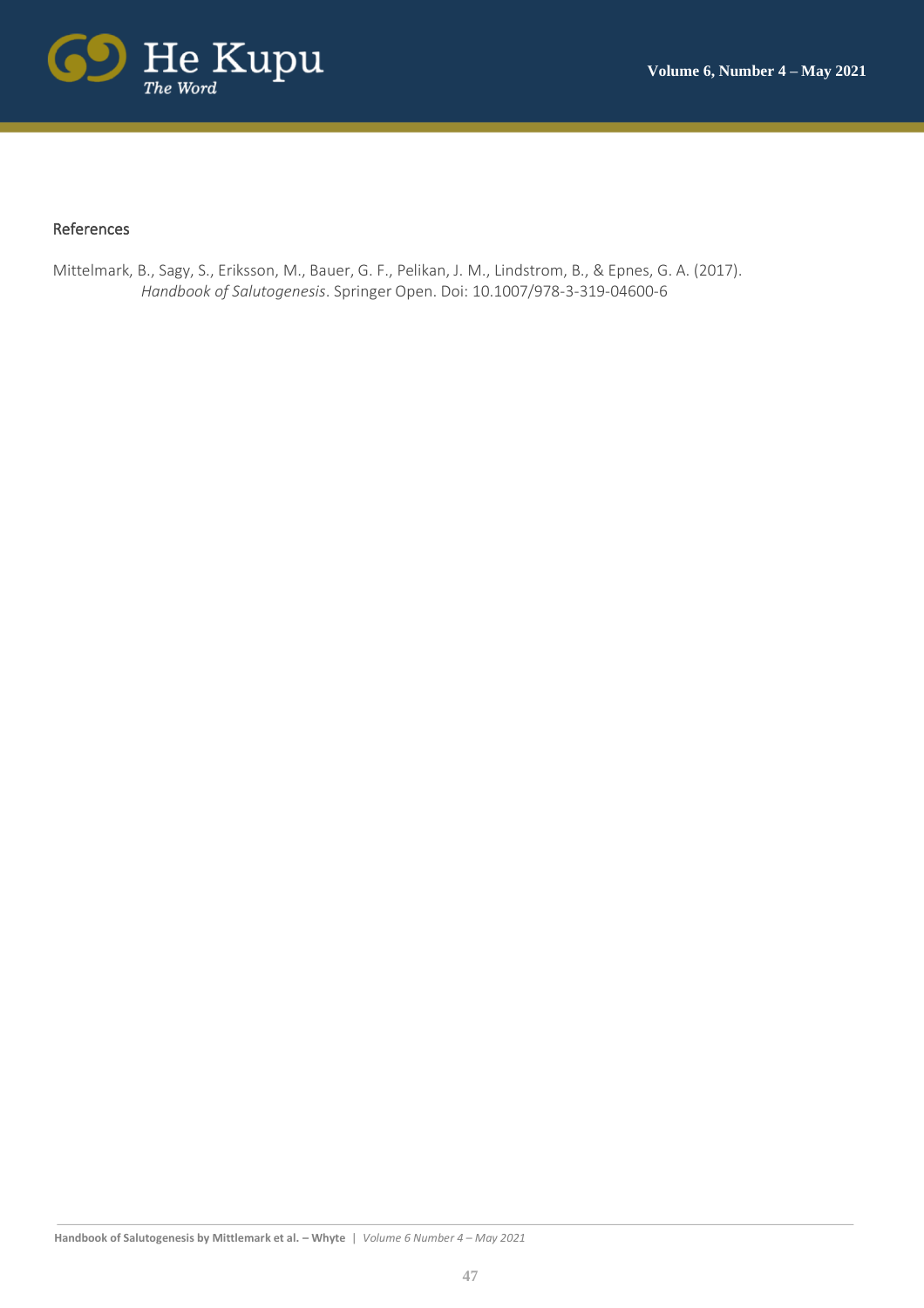## References

Mittelmark, B., Sagy, S., Eriksson, M., Bauer, G. F., Pelikan, J. M., Lindstrom, B., & Epnes, G. A. (2017). *Handbook of Salutogenesis*. Springer Open. Doi: 10.1007/978-3-319-04600-6